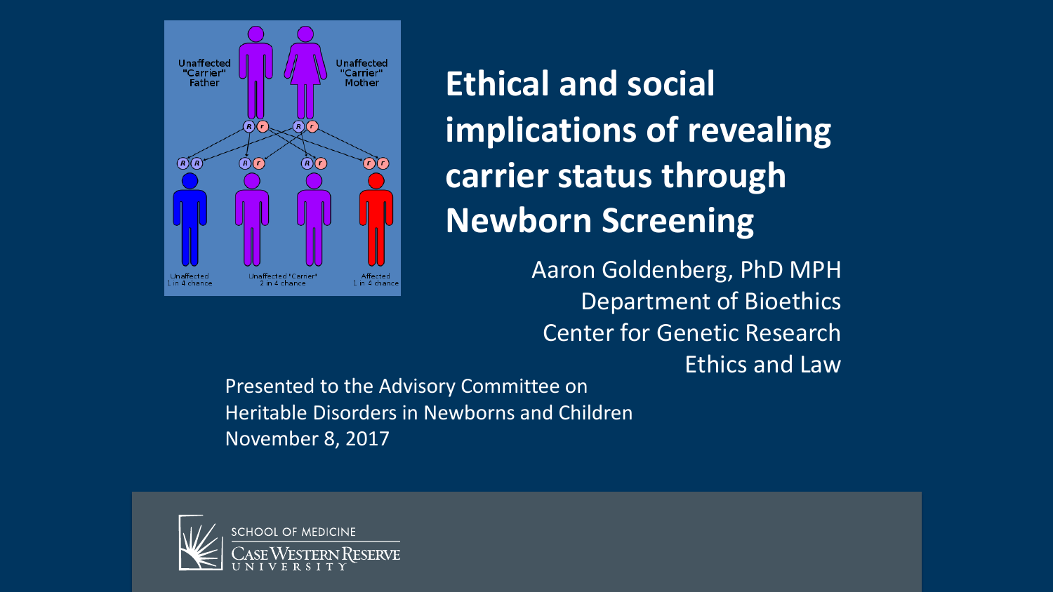# Ethical and social implications of revealing carrier status through Newborn Screening

Aaron Goldenberg, PhD MPH
Department of Bioethics
Center for Genetic Research Ethics and Law

Presented to the Advisory Committee on Heritable Disorders in Newborns and Children
November 8, 2017

SCHOOL OF MEDICINE
CASE WESTERN RESERVE UNIVERSITY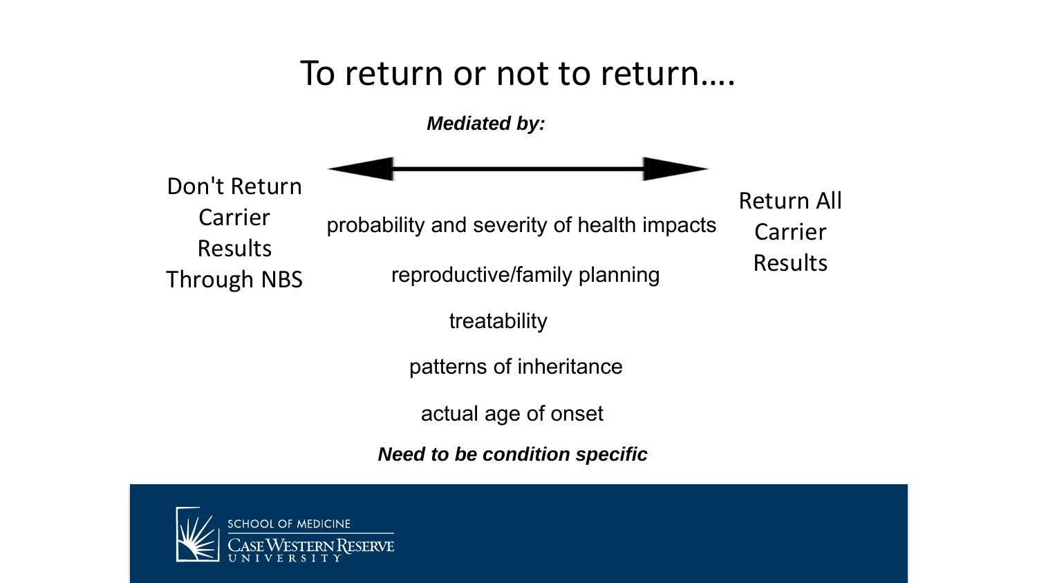# To return or not to return….

***Mediated by:***

Don't Return Carrier Results Through NBS ⟷ Return All Carrier Results

probability and severity of health impacts

reproductive/family planning

treatability

patterns of inheritance

actual age of onset

***Need to be condition specific***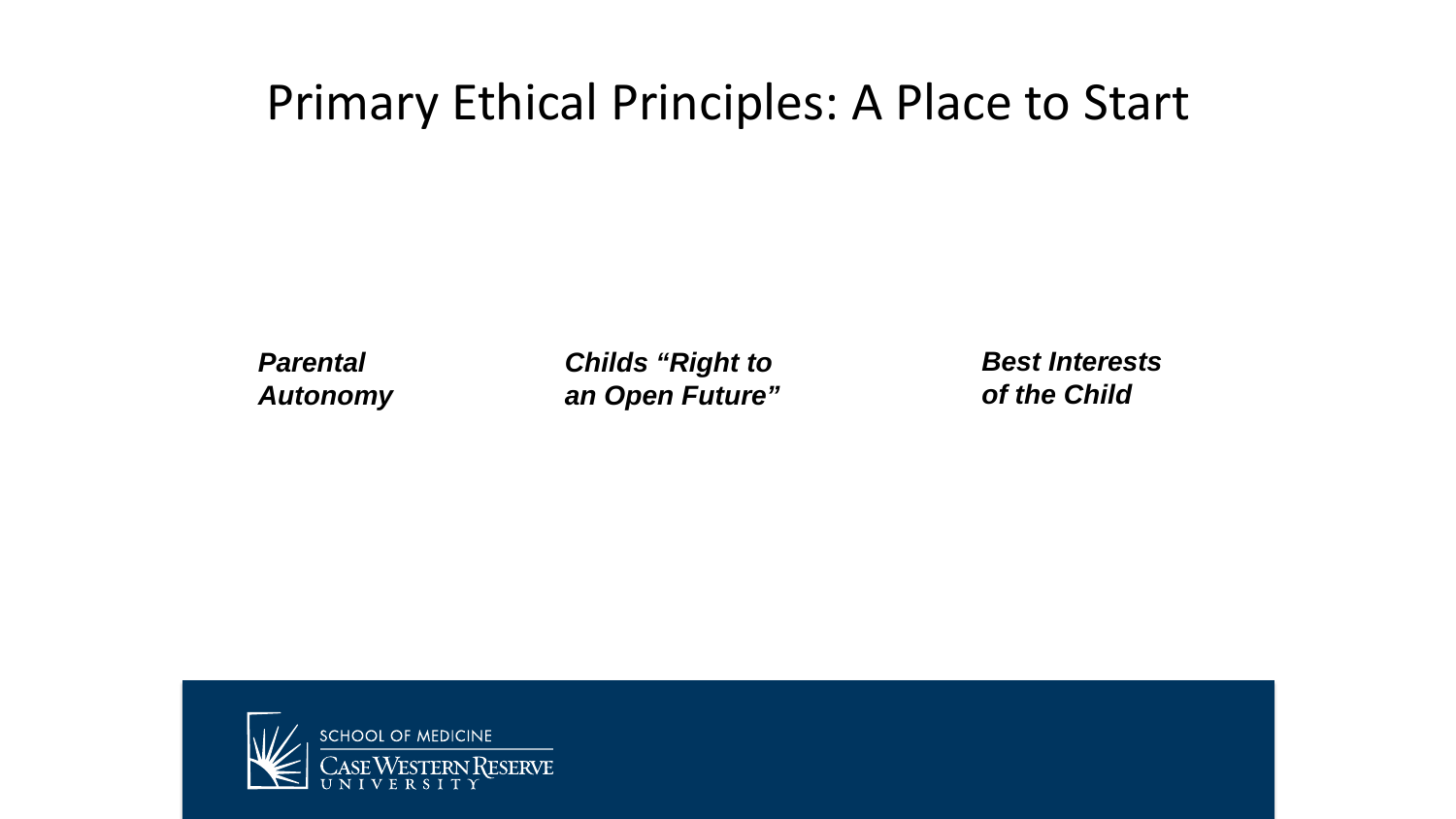# Primary Ethical Principles: A Place to Start

***Parental Autonomy***

***Childs "Right to an Open Future"***

***Best Interests of the Child***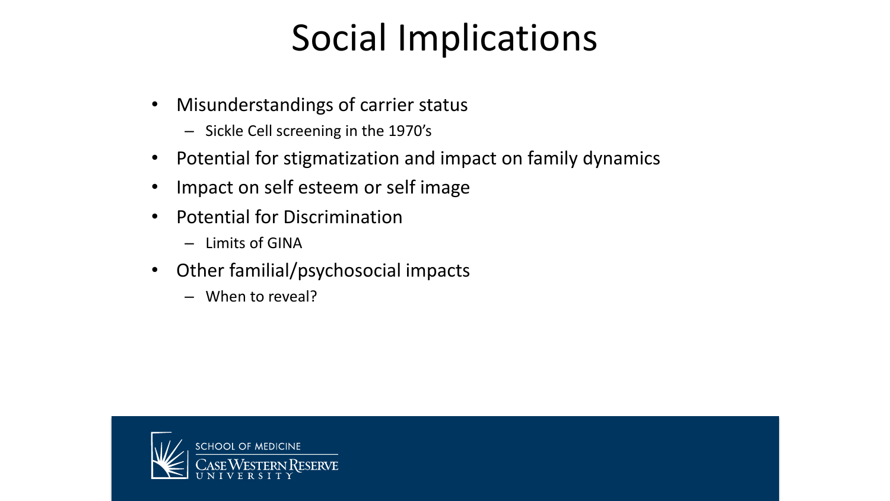# Social Implications

- Misunderstandings of carrier status
  - Sickle Cell screening in the 1970's
- Potential for stigmatization and impact on family dynamics
- Impact on self esteem or self image
- Potential for Discrimination
  - Limits of GINA
- Other familial/psychosocial impacts
  - When to reveal?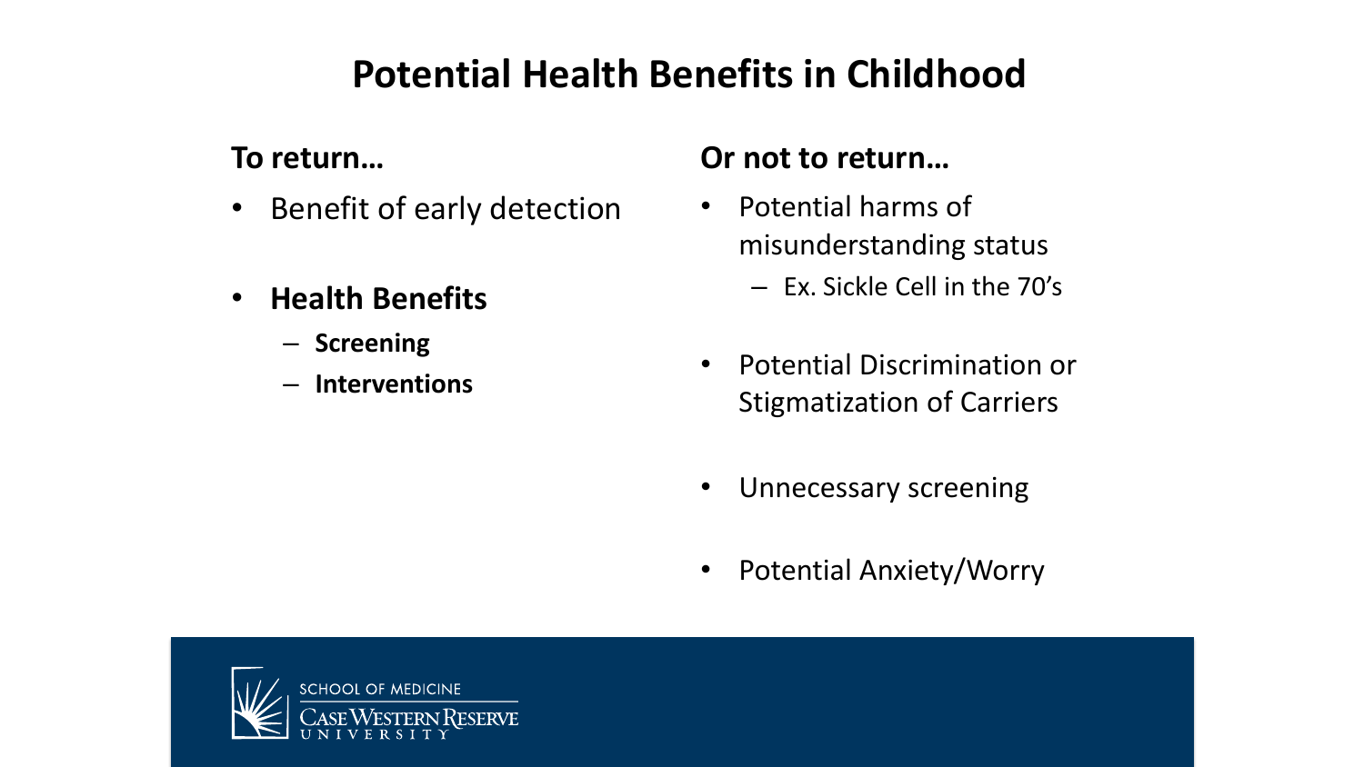# Potential Health Benefits in Childhood

**To return…**

- Benefit of early detection
- **Health Benefits**
  - **Screening**
  - **Interventions**

**Or not to return…**

- Potential harms of misunderstanding status
  - Ex. Sickle Cell in the 70's
- Potential Discrimination or Stigmatization of Carriers
- Unnecessary screening
- Potential Anxiety/Worry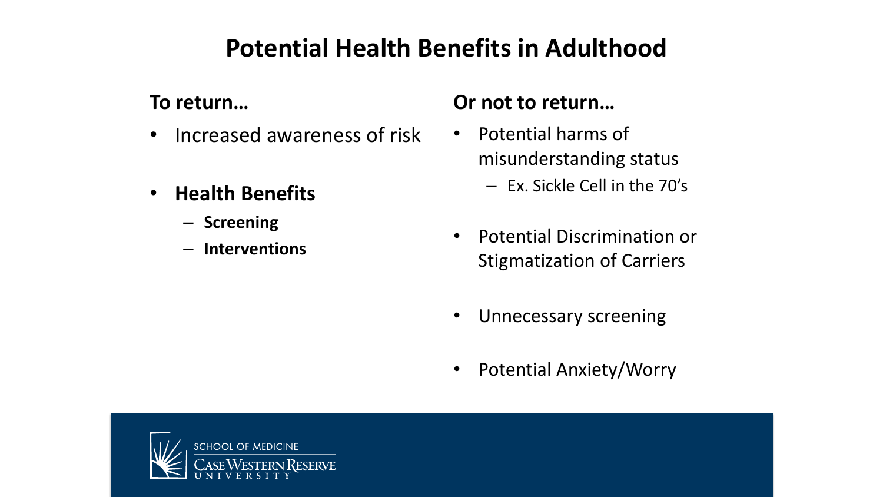# Potential Health Benefits in Adulthood

**To return…**

- Increased awareness of risk
- **Health Benefits**
  - **Screening**
  - **Interventions**

**Or not to return…**

- Potential harms of misunderstanding status
  - Ex. Sickle Cell in the 70's
- Potential Discrimination or Stigmatization of Carriers
- Unnecessary screening
- Potential Anxiety/Worry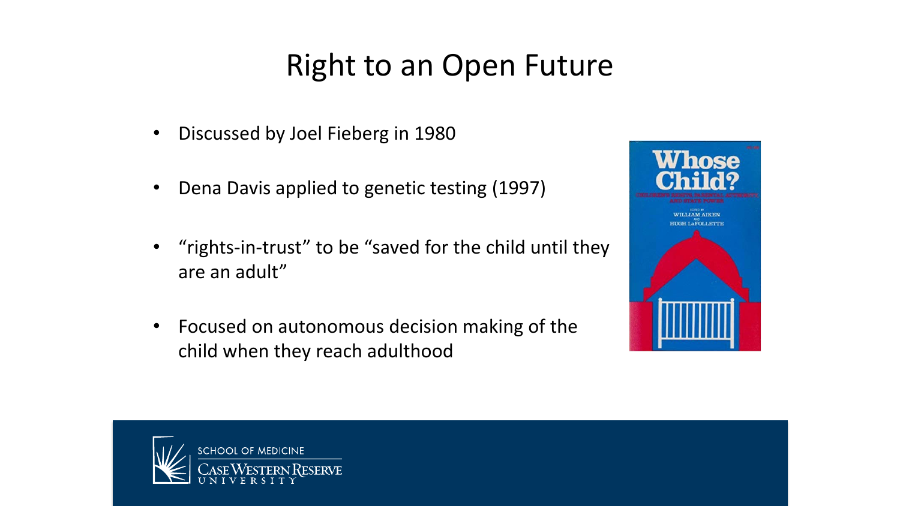# Right to an Open Future

- Discussed by Joel Fieberg in 1980
- Dena Davis applied to genetic testing (1997)
- "rights-in-trust" to be "saved for the child until they are an adult"
- Focused on autonomous decision making of the child when they reach adulthood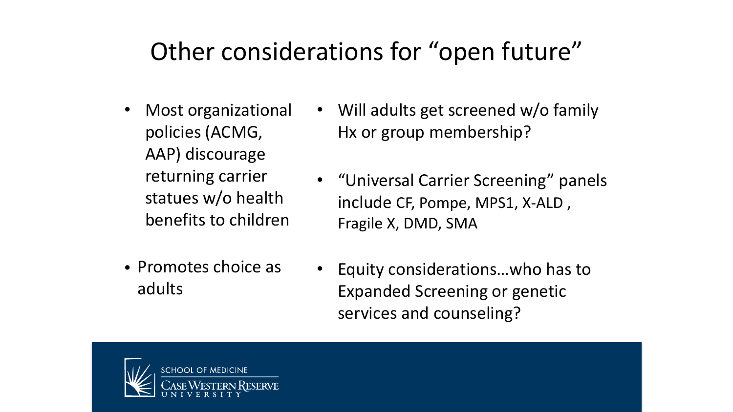# Other considerations for "open future"

- Most organizational policies (ACMG, AAP) discourage returning carrier statues w/o health benefits to children
- Promotes choice as adults
- Will adults get screened w/o family Hx or group membership?
- "Universal Carrier Screening" panels include CF, Pompe, MPS1, X-ALD , Fragile X, DMD, SMA
- Equity considerations…who has to Expanded Screening or genetic services and counseling?

SCHOOL OF MEDICINE
CASE WESTERN RESERVE UNIVERSITY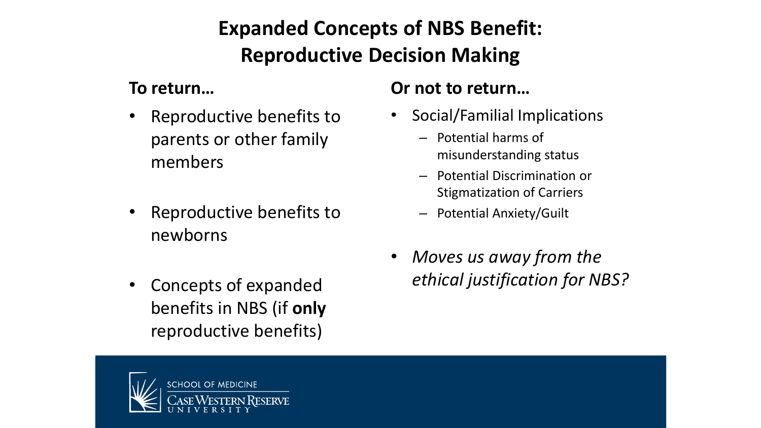# Expanded Concepts of NBS Benefit: Reproductive Decision Making

**To return…**

- Reproductive benefits to parents or other family members
- Reproductive benefits to newborns
- Concepts of expanded benefits in NBS (if **only** reproductive benefits)

**Or not to return…**

- Social/Familial Implications
  - Potential harms of misunderstanding status
  - Potential Discrimination or Stigmatization of Carriers
  - Potential Anxiety/Guilt
- *Moves us away from the ethical justification for NBS?*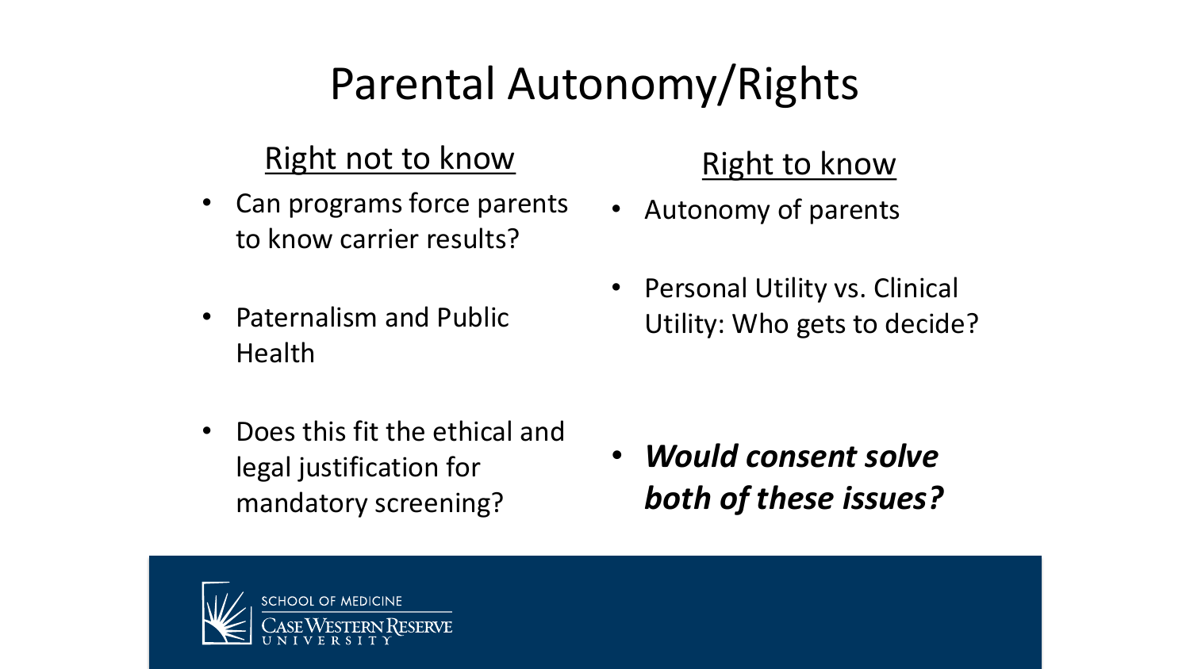# Parental Autonomy/Rights

## Right not to know

- Can programs force parents to know carrier results?
- Paternalism and Public Health
- Does this fit the ethical and legal justification for mandatory screening?

## Right to know

- Autonomy of parents
- Personal Utility vs. Clinical Utility: Who gets to decide?
- ***Would consent solve both of these issues?***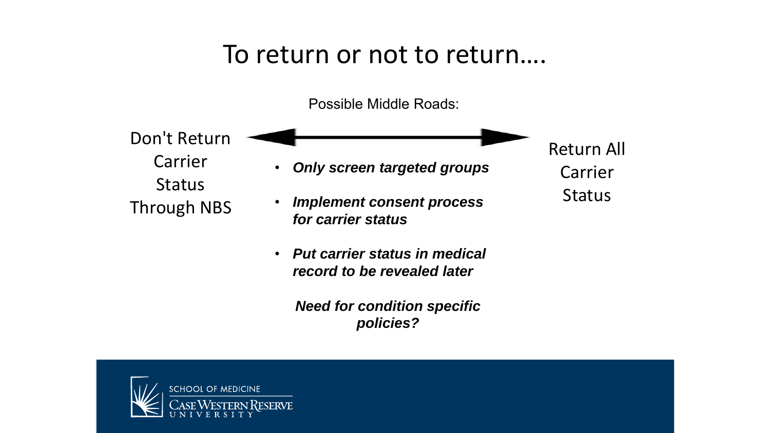# To return or not to return….

Possible Middle Roads:

Don't Return Carrier Status Through NBS ⟷ Return All Carrier Status

- ***Only screen targeted groups***
- ***Implement consent process for carrier status***
- ***Put carrier status in medical record to be revealed later***

***Need for condition specific policies?***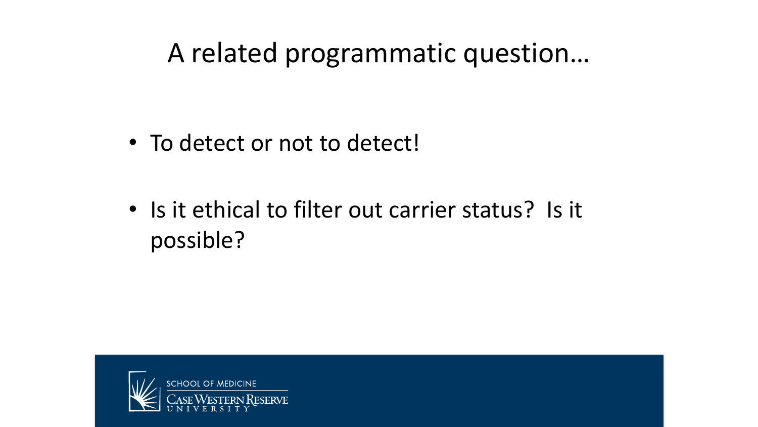# A related programmatic question…

- To detect or not to detect!
- Is it ethical to filter out carrier status? Is it possible?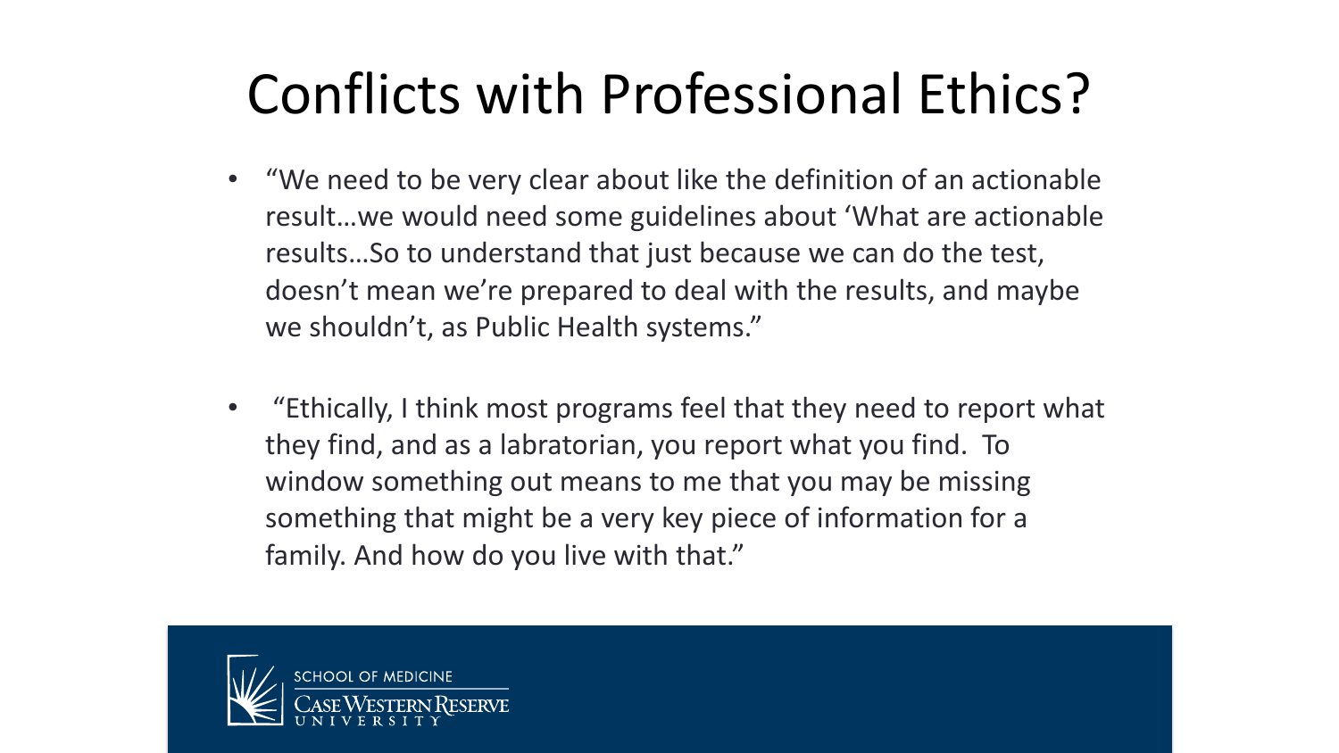# Conflicts with Professional Ethics?

- "We need to be very clear about like the definition of an actionable result…we would need some guidelines about 'What are actionable results…So to understand that just because we can do the test, doesn't mean we're prepared to deal with the results, and maybe we shouldn't, as Public Health systems."

- "Ethically, I think most programs feel that they need to report what they find, and as a labratorian, you report what you find. To window something out means to me that you may be missing something that might be a very key piece of information for a family. And how do you live with that."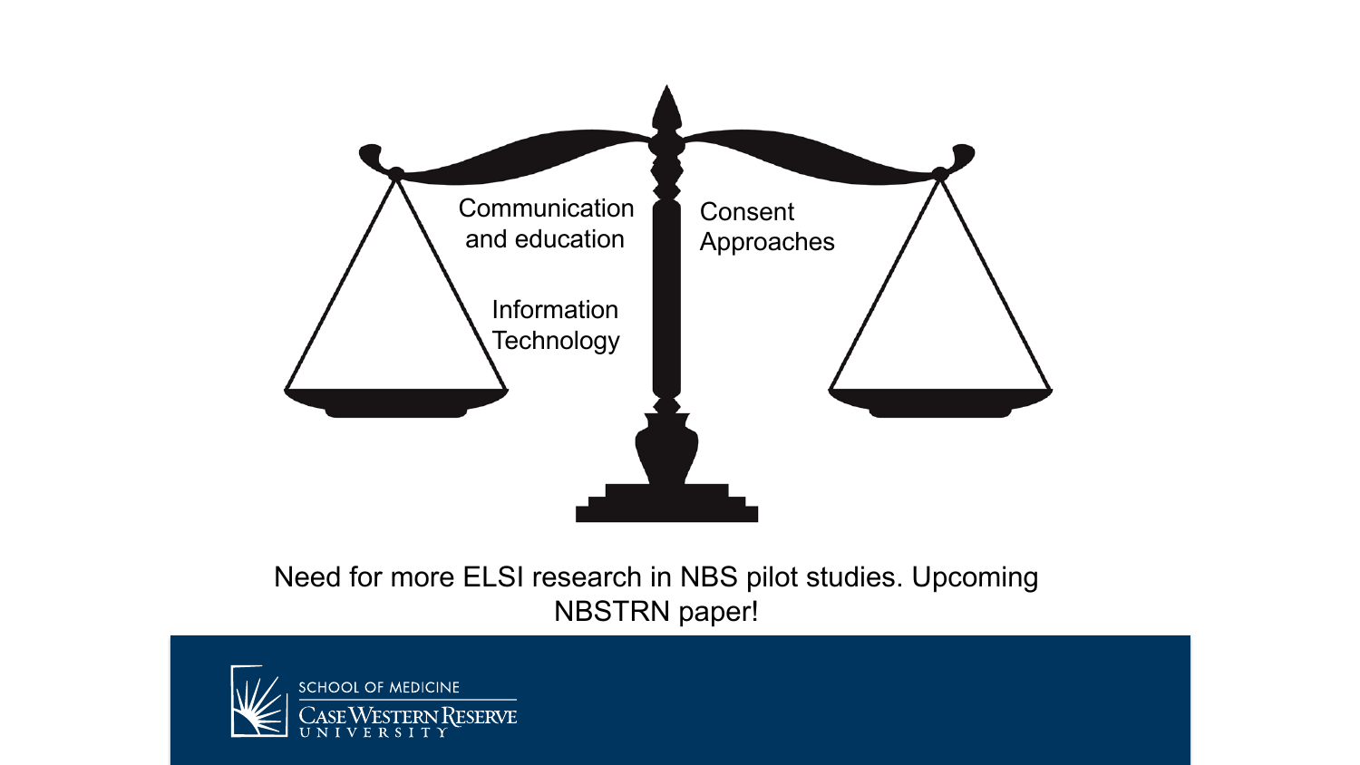Communication and education

Information Technology

Consent Approaches

Need for more ELSI research in NBS pilot studies. Upcoming NBSTRN paper!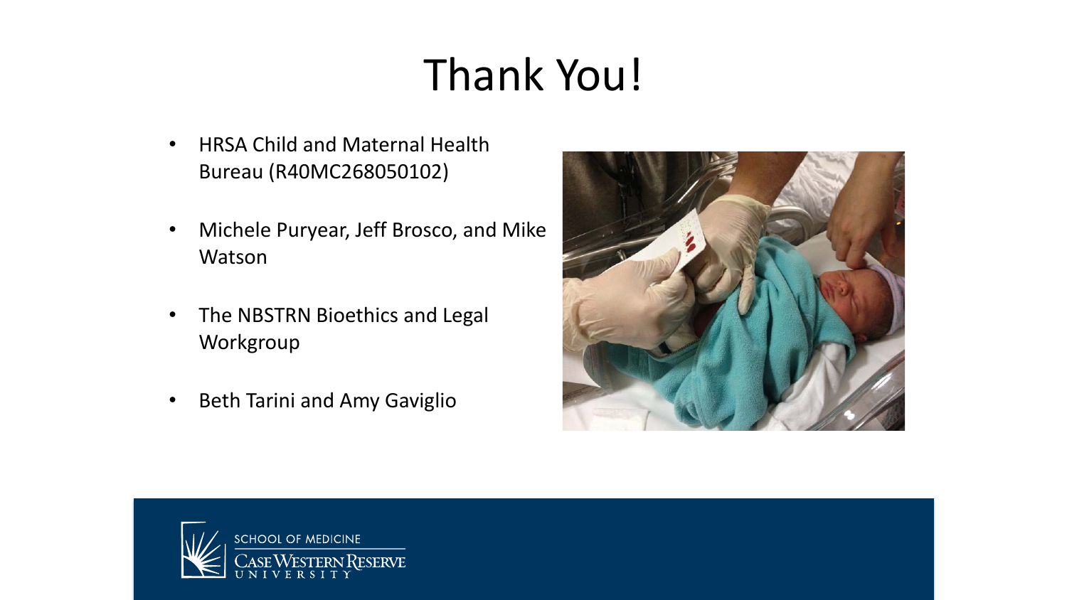# Thank You!

- HRSA Child and Maternal Health Bureau (R40MC268050102)
- Michele Puryear, Jeff Brosco, and Mike Watson
- The NBSTRN Bioethics and Legal Workgroup
- Beth Tarini and Amy Gaviglio

SCHOOL OF MEDICINE
CASE WESTERN RESERVE
UNIVERSITY